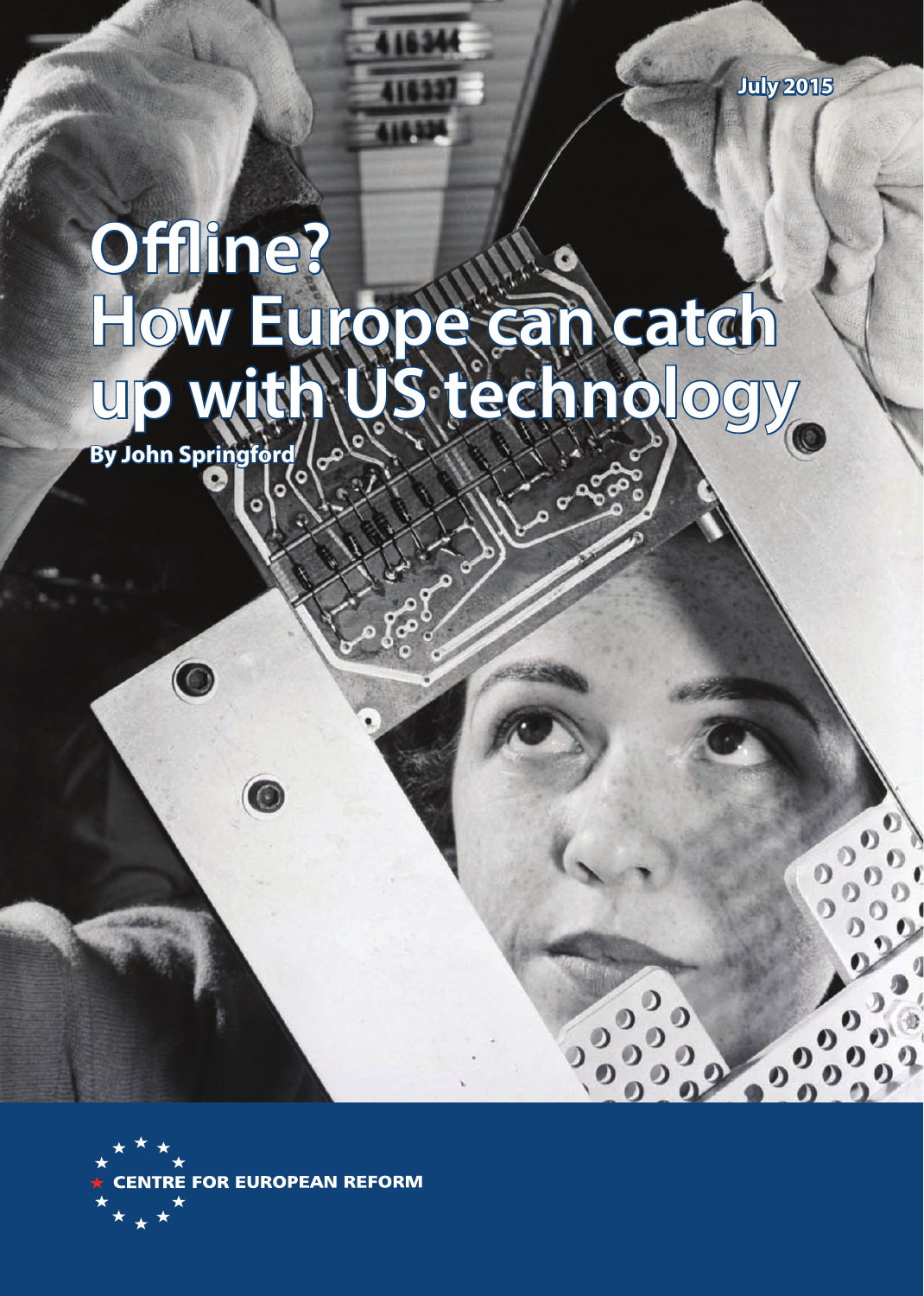July 2015

# Offline? How Europe can catch up with US technology

**By John Springford**

CENTRE FOR EUROPEAN REFORM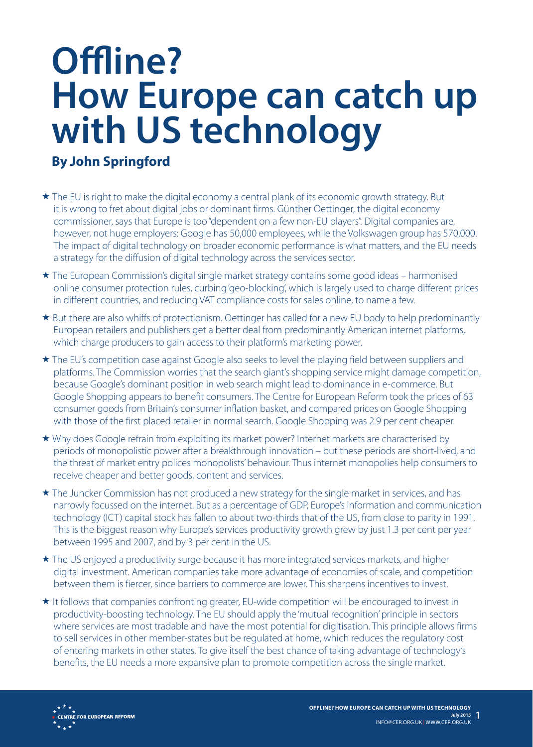# Offline? How Europe can catch up with US technology

**By John Springford**

- ★ The EU is right to make the digital economy a central plank of its economic growth strategy. But it is wrong to fret about digital jobs or dominant firms. Günther Oettinger, the digital economy commissioner, says that Europe is too "dependent on a few non-EU players". Digital companies are, however, not huge employers: Google has 50,000 employees, while the Volkswagen group has 570,000. The impact of digital technology on broader economic performance is what matters, and the EU needs a strategy for the diffusion of digital technology across the services sector.
- ★ The European Commission's digital single market strategy contains some good ideas – harmonised online consumer protection rules, curbing 'geo-blocking', which is largely used to charge different prices in different countries, and reducing VAT compliance costs for sales online, to name a few.
- ★ But there are also whiffs of protectionism. Oettinger has called for a new EU body to help predominantly European retailers and publishers get a better deal from predominantly American internet platforms, which charge producers to gain access to their platform's marketing power.
- ★ The EU's competition case against Google also seeks to level the playing field between suppliers and platforms. The Commission worries that the search giant's shopping service might damage competition, because Google's dominant position in web search might lead to dominance in e-commerce. But Google Shopping appears to benefit consumers. The Centre for European Reform took the prices of 63 consumer goods from Britain's consumer inflation basket, and compared prices on Google Shopping with those of the first placed retailer in normal search. Google Shopping was 2.9 per cent cheaper.
- ★ Why does Google refrain from exploiting its market power? Internet markets are characterised by periods of monopolistic power after a breakthrough innovation – but these periods are short-lived, and the threat of market entry polices monopolists' behaviour. Thus internet monopolies help consumers to receive cheaper and better goods, content and services.
- ★ The Juncker Commission has not produced a new strategy for the single market in services, and has narrowly focussed on the internet. But as a percentage of GDP, Europe's information and communication technology (ICT) capital stock has fallen to about two-thirds that of the US, from close to parity in 1991. This is the biggest reason why Europe's services productivity growth grew by just 1.3 per cent per year between 1995 and 2007, and by 3 per cent in the US.
- ★ The US enjoyed a productivity surge because it has more integrated services markets, and higher digital investment. American companies take more advantage of economies of scale, and competition between them is fiercer, since barriers to commerce are lower. This sharpens incentives to invest.
- ★ It follows that companies confronting greater, EU-wide competition will be encouraged to invest in productivity-boosting technology. The EU should apply the 'mutual recognition' principle in sectors where services are most tradable and have the most potential for digitisation. This principle allows firms to sell services in other member-states but be regulated at home, which reduces the regulatory cost of entering markets in other states. To give itself the best chance of taking advantage of technology's benefits, the EU needs a more expansive plan to promote competition across the single market.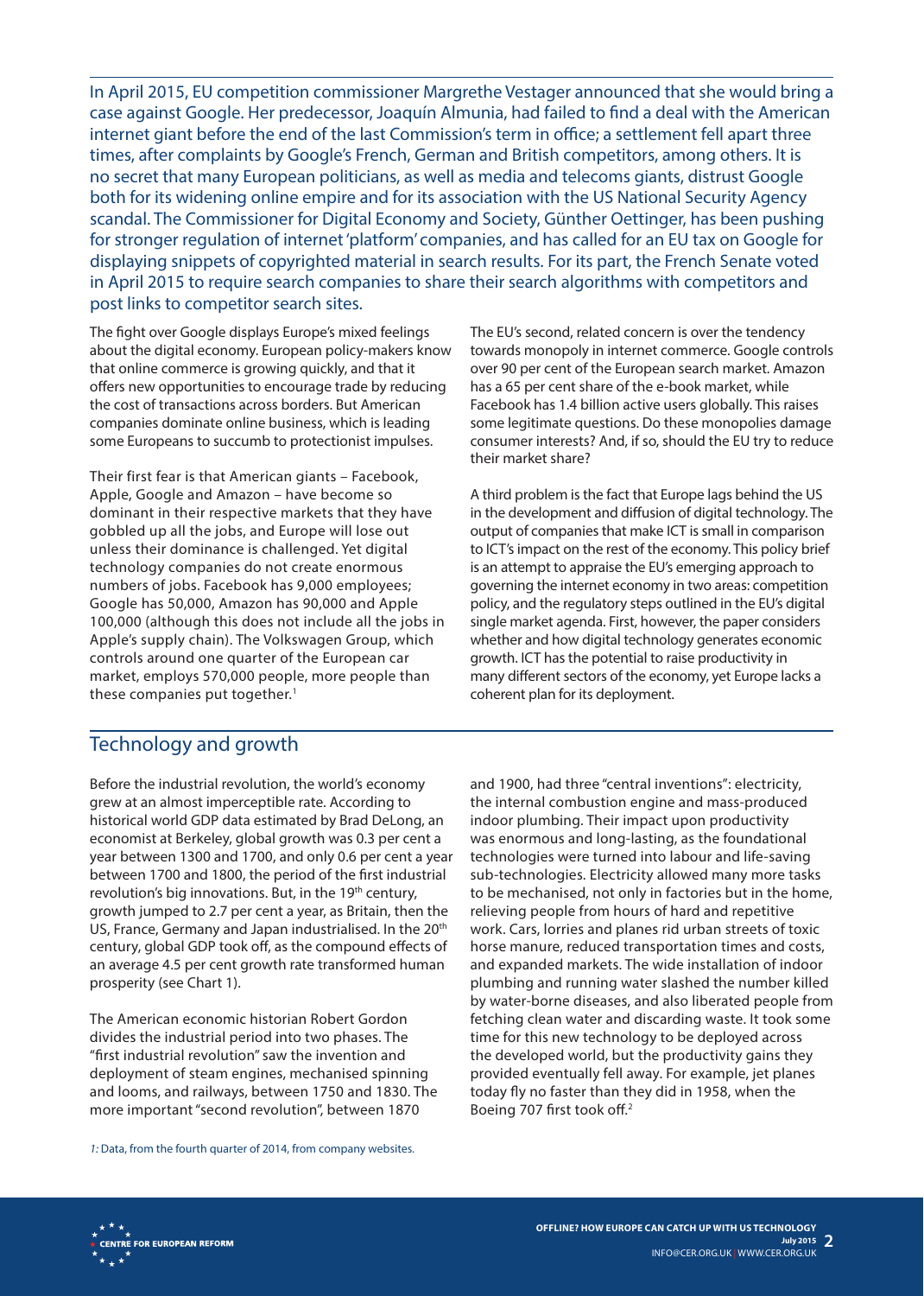In April 2015, EU competition commissioner Margrethe Vestager announced that she would bring a case against Google. Her predecessor, Joaquín Almunia, had failed to find a deal with the American internet giant before the end of the last Commission's term in office; a settlement fell apart three times, after complaints by Google's French, German and British competitors, among others. It is no secret that many European politicians, as well as media and telecoms giants, distrust Google both for its widening online empire and for its association with the US National Security Agency scandal. The Commissioner for Digital Economy and Society, Günther Oettinger, has been pushing for stronger regulation of internet 'platform' companies, and has called for an EU tax on Google for displaying snippets of copyrighted material in search results. For its part, the French Senate voted in April 2015 to require search companies to share their search algorithms with competitors and post links to competitor search sites.

The fight over Google displays Europe's mixed feelings about the digital economy. European policy-makers know that online commerce is growing quickly, and that it offers new opportunities to encourage trade by reducing the cost of transactions across borders. But American companies dominate online business, which is leading some Europeans to succumb to protectionist impulses.

Their first fear is that American giants – Facebook, Apple, Google and Amazon – have become so dominant in their respective markets that they have gobbled up all the jobs, and Europe will lose out unless their dominance is challenged. Yet digital technology companies do not create enormous numbers of jobs. Facebook has 9,000 employees; Google has 50,000, Amazon has 90,000 and Apple 100,000 (although this does not include all the jobs in Apple's supply chain). The Volkswagen Group, which controls around one quarter of the European car market, employs 570,000 people, more people than these companies put together.[1]

The EU's second, related concern is over the tendency towards monopoly in internet commerce. Google controls over 90 per cent of the European search market. Amazon has a 65 per cent share of the e-book market, while Facebook has 1.4 billion active users globally. This raises some legitimate questions. Do these monopolies damage consumer interests? And, if so, should the EU try to reduce their market share?

A third problem is the fact that Europe lags behind the US in the development and diffusion of digital technology. The output of companies that make ICT is small in comparison to ICT's impact on the rest of the economy. This policy brief is an attempt to appraise the EU's emerging approach to governing the internet economy in two areas: competition policy, and the regulatory steps outlined in the EU's digital single market agenda. First, however, the paper considers whether and how digital technology generates economic growth. ICT has the potential to raise productivity in many different sectors of the economy, yet Europe lacks a coherent plan for its deployment.

## Technology and growth

Before the industrial revolution, the world's economy grew at an almost imperceptible rate. According to historical world GDP data estimated by Brad DeLong, an economist at Berkeley, global growth was 0.3 per cent a year between 1300 and 1700, and only 0.6 per cent a year between 1700 and 1800, the period of the first industrial revolution's big innovations. But, in the 19th century, growth jumped to 2.7 per cent a year, as Britain, then the US, France, Germany and Japan industrialised. In the 20th century, global GDP took off, as the compound effects of an average 4.5 per cent growth rate transformed human prosperity (see Chart 1).

The American economic historian Robert Gordon divides the industrial period into two phases. The "first industrial revolution" saw the invention and deployment of steam engines, mechanised spinning and looms, and railways, between 1750 and 1830. The more important "second revolution", between 1870 and 1900, had three "central inventions": electricity, the internal combustion engine and mass-produced indoor plumbing. Their impact upon productivity was enormous and long-lasting, as the foundational technologies were turned into labour and life-saving sub-technologies. Electricity allowed many more tasks to be mechanised, not only in factories but in the home, relieving people from hours of hard and repetitive work. Cars, lorries and planes rid urban streets of toxic horse manure, reduced transportation times and costs, and expanded markets. The wide installation of indoor plumbing and running water slashed the number killed by water-borne diseases, and also liberated people from fetching clean water and discarding waste. It took some time for this new technology to be deployed across the developed world, but the productivity gains they provided eventually fell away. For example, jet planes today fly no faster than they did in 1958, when the Boeing 707 first took off.[2]

*1:* Data, from the fourth quarter of 2014, from company websites.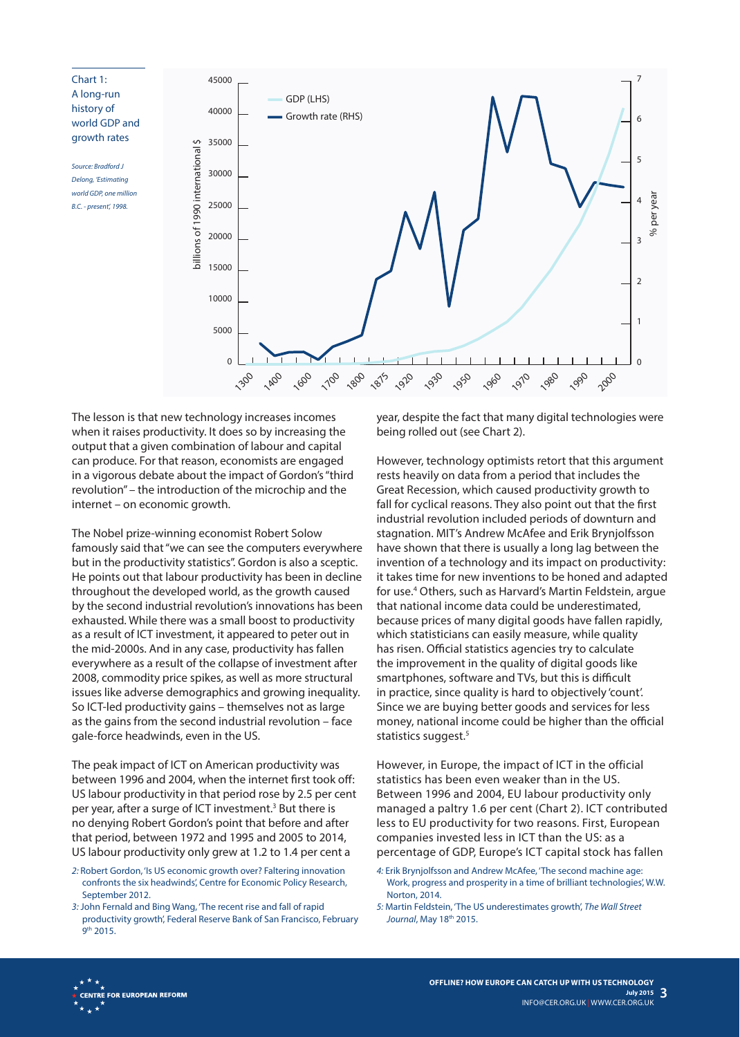Chart 1: A long-run history of world GDP and growth rates

*Source: Bradford J Delong, 'Estimating world GDP, one million B.C. - present', 1998.*

The lesson is that new technology increases incomes when it raises productivity. It does so by increasing the output that a given combination of labour and capital can produce. For that reason, economists are engaged in a vigorous debate about the impact of Gordon's "third revolution" – the introduction of the microchip and the internet – on economic growth.

The Nobel prize-winning economist Robert Solow famously said that "we can see the computers everywhere but in the productivity statistics". Gordon is also a sceptic. He points out that labour productivity has been in decline throughout the developed world, as the growth caused by the second industrial revolution's innovations has been exhausted. While there was a small boost to productivity as a result of ICT investment, it appeared to peter out in the mid-2000s. And in any case, productivity has fallen everywhere as a result of the collapse of investment after 2008, commodity price spikes, as well as more structural issues like adverse demographics and growing inequality. So ICT-led productivity gains – themselves not as large as the gains from the second industrial revolution – face gale-force headwinds, even in the US.

The peak impact of ICT on American productivity was between 1996 and 2004, when the internet first took off: US labour productivity in that period rose by 2.5 per cent per year, after a surge of ICT investment.[3] But there is no denying Robert Gordon's point that before and after that period, between 1972 and 1995 and 2005 to 2014, US labour productivity only grew at 1.2 to 1.4 per cent a year, despite the fact that many digital technologies were being rolled out (see Chart 2).

However, technology optimists retort that this argument rests heavily on data from a period that includes the Great Recession, which caused productivity growth to fall for cyclical reasons. They also point out that the first industrial revolution included periods of downturn and stagnation. MIT's Andrew McAfee and Erik Brynjolfsson have shown that there is usually a long lag between the invention of a technology and its impact on productivity: it takes time for new inventions to be honed and adapted for use.[4] Others, such as Harvard's Martin Feldstein, argue that national income data could be underestimated, because prices of many digital goods have fallen rapidly, which statisticians can easily measure, while quality has risen. Official statistics agencies try to calculate the improvement in the quality of digital goods like smartphones, software and TVs, but this is difficult in practice, since quality is hard to objectively 'count'. Since we are buying better goods and services for less money, national income could be higher than the official statistics suggest.[5]

However, in Europe, the impact of ICT in the official statistics has been even weaker than in the US. Between 1996 and 2004, EU labour productivity only managed a paltry 1.6 per cent (Chart 2). ICT contributed less to EU productivity for two reasons. First, European companies invested less in ICT than the US: as a percentage of GDP, Europe's ICT capital stock has fallen

2: Robert Gordon, 'Is US economic growth over? Faltering innovation confronts the six headwinds', Centre for Economic Policy Research, September 2012.

3: John Fernald and Bing Wang, 'The recent rise and fall of rapid productivity growth', Federal Reserve Bank of San Francisco, February 9th 2015.

4: Erik Brynjolfsson and Andrew McAfee, 'The second machine age: Work, progress and prosperity in a time of brilliant technologies', W.W. Norton, 2014.

5: Martin Feldstein, 'The US underestimates growth', *The Wall Street Journal*, May 18th 2015.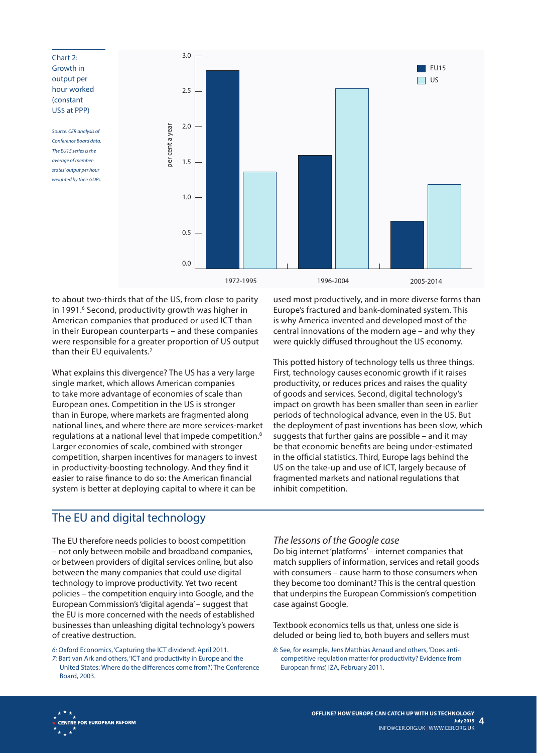Chart 2: Growth in output per hour worked (constant US$ at PPP)

*Source: CER analysis of Conference Board data. The EU15 series is the average of member-states' output per hour weighted by their GDPs.*

to about two-thirds that of the US, from close to parity in 1991.[6] Second, productivity growth was higher in American companies that produced or used ICT than in their European counterparts – and these companies were responsible for a greater proportion of US output than their EU equivalents.[7]

What explains this divergence? The US has a very large single market, which allows American companies to take more advantage of economies of scale than European ones. Competition in the US is stronger than in Europe, where markets are fragmented along national lines, and where there are more services-market regulations at a national level that impede competition.[8] Larger economies of scale, combined with stronger competition, sharpen incentives for managers to invest in productivity-boosting technology. And they find it easier to raise finance to do so: the American financial system is better at deploying capital to where it can be used most productively, and in more diverse forms than Europe's fractured and bank-dominated system. This is why America invented and developed most of the central innovations of the modern age – and why they were quickly diffused throughout the US economy.

This potted history of technology tells us three things. First, technology causes economic growth if it raises productivity, or reduces prices and raises the quality of goods and services. Second, digital technology's impact on growth has been smaller than seen in earlier periods of technological advance, even in the US. But the deployment of past inventions has been slow, which suggests that further gains are possible – and it may be that economic benefits are being under-estimated in the official statistics. Third, Europe lags behind the US on the take-up and use of ICT, largely because of fragmented markets and national regulations that inhibit competition.

## The EU and digital technology

The EU therefore needs policies to boost competition – not only between mobile and broadband companies, or between providers of digital services online, but also between the many companies that could use digital technology to improve productivity. Yet two recent policies – the competition enquiry into Google, and the European Commission's 'digital agenda' – suggest that the EU is more concerned with the needs of established businesses than unleashing digital technology's powers of creative destruction.

### *The lessons of the Google case*

Do big internet 'platforms' – internet companies that match suppliers of information, services and retail goods with consumers – cause harm to those consumers when they become too dominant? This is the central question that underpins the European Commission's competition case against Google.

Textbook economics tells us that, unless one side is deluded or being lied to, both buyers and sellers must

*6:* Oxford Economics, 'Capturing the ICT dividend', April 2011.
*7:* Bart van Ark and others, 'ICT and productivity in Europe and the United States: Where do the differences come from?', The Conference Board, 2003.
*8:* See, for example, Jens Matthias Arnaud and others, 'Does anti-competitive regulation matter for productivity? Evidence from European firms', IZA, February 2011.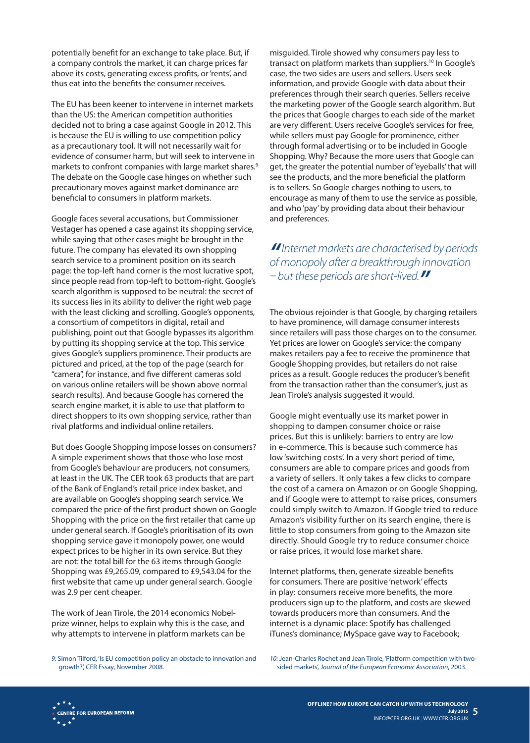potentially benefit for an exchange to take place. But, if a company controls the market, it can charge prices far above its costs, generating excess profits, or 'rents', and thus eat into the benefits the consumer receives.

The EU has been keener to intervene in internet markets than the US: the American competition authorities decided not to bring a case against Google in 2012. This is because the EU is willing to use competition policy as a precautionary tool. It will not necessarily wait for evidence of consumer harm, but will seek to intervene in markets to confront companies with large market shares.[9] The debate on the Google case hinges on whether such precautionary moves against market dominance are beneficial to consumers in platform markets.

Google faces several accusations, but Commissioner Vestager has opened a case against its shopping service, while saying that other cases might be brought in the future. The company has elevated its own shopping search service to a prominent position on its search page: the top-left hand corner is the most lucrative spot, since people read from top-left to bottom-right. Google's search algorithm is supposed to be neutral: the secret of its success lies in its ability to deliver the right web page with the least clicking and scrolling. Google's opponents, a consortium of competitors in digital, retail and publishing, point out that Google bypasses its algorithm by putting its shopping service at the top. This service gives Google's suppliers prominence. Their products are pictured and priced, at the top of the page (search for "camera", for instance, and five different cameras sold on various online retailers will be shown above normal search results). And because Google has cornered the search engine market, it is able to use that platform to direct shoppers to its own shopping service, rather than rival platforms and individual online retailers.

But does Google Shopping impose losses on consumers? A simple experiment shows that those who lose most from Google's behaviour are producers, not consumers, at least in the UK. The CER took 63 products that are part of the Bank of England's retail price index basket, and are available on Google's shopping search service. We compared the price of the first product shown on Google Shopping with the price on the first retailer that came up under general search. If Google's prioritisation of its own shopping service gave it monopoly power, one would expect prices to be higher in its own service. But they are not: the total bill for the 63 items through Google Shopping was £9,265.09, compared to £9,543.04 for the first website that came up under general search. Google was 2.9 per cent cheaper.

The work of Jean Tirole, the 2014 economics Nobel-prize winner, helps to explain why this is the case, and why attempts to intervene in platform markets can be misguided. Tirole showed why consumers pay less to transact on platform markets than suppliers.[10] In Google's case, the two sides are users and sellers. Users seek information, and provide Google with data about their preferences through their search queries. Sellers receive the marketing power of the Google search algorithm. But the prices that Google charges to each side of the market are very different. Users receive Google's services for free, while sellers must pay Google for prominence, either through formal advertising or to be included in Google Shopping. Why? Because the more users that Google can get, the greater the potential number of 'eyeballs' that will see the products, and the more beneficial the platform is to sellers. So Google charges nothing to users, to encourage as many of them to use the service as possible, and who 'pay' by providing data about their behaviour and preferences.

> *"Internet markets are characterised by periods of monopoly after a breakthrough innovation – but these periods are short-lived."*

The obvious rejoinder is that Google, by charging retailers to have prominence, will damage consumer interests since retailers will pass those charges on to the consumer. Yet prices are lower on Google's service: the company makes retailers pay a fee to receive the prominence that Google Shopping provides, but retailers do not raise prices as a result. Google reduces the producer's benefit from the transaction rather than the consumer's, just as Jean Tirole's analysis suggested it would.

Google might eventually use its market power in shopping to dampen consumer choice or raise prices. But this is unlikely: barriers to entry are low in e-commerce. This is because such commerce has low 'switching costs'. In a very short period of time, consumers are able to compare prices and goods from a variety of sellers. It only takes a few clicks to compare the cost of a camera on Amazon or on Google Shopping, and if Google were to attempt to raise prices, consumers could simply switch to Amazon. If Google tried to reduce Amazon's visibility further on its search engine, there is little to stop consumers from going to the Amazon site directly. Should Google try to reduce consumer choice or raise prices, it would lose market share.

Internet platforms, then, generate sizeable benefits for consumers. There are positive 'network' effects in play: consumers receive more benefits, the more producers sign up to the platform, and costs are skewed towards producers more than consumers. And the internet is a dynamic place: Spotify has challenged iTunes's dominance; MySpace gave way to Facebook;

---

9: Simon Tilford, 'Is EU competition policy an obstacle to innovation and growth?', CER Essay, November 2008.

10: Jean-Charles Rochet and Jean Tirole, 'Platform competition with two-sided markets', *Journal of the European Economic Association*, 2003.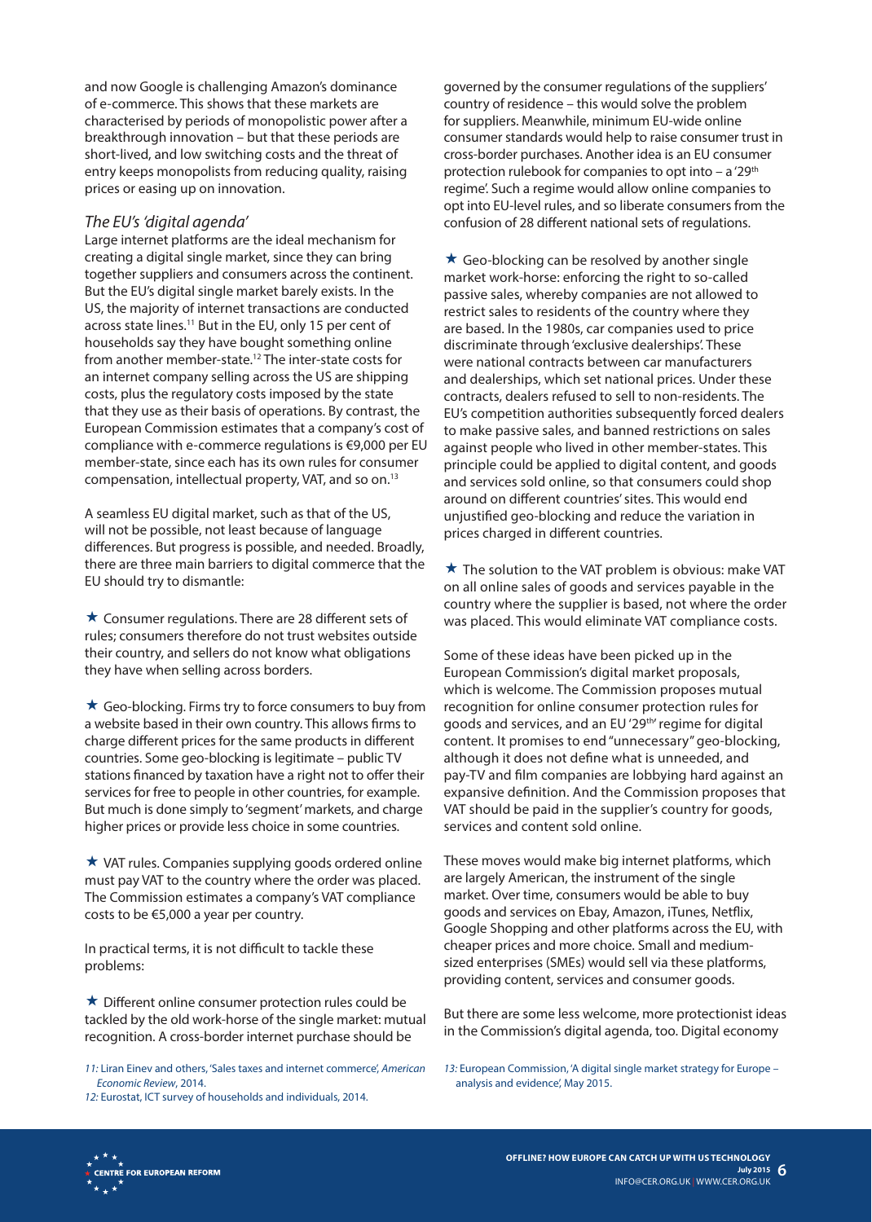and now Google is challenging Amazon's dominance of e-commerce. This shows that these markets are characterised by periods of monopolistic power after a breakthrough innovation – but that these periods are short-lived, and low switching costs and the threat of entry keeps monopolists from reducing quality, raising prices or easing up on innovation.

### *The EU's 'digital agenda'*

Large internet platforms are the ideal mechanism for creating a digital single market, since they can bring together suppliers and consumers across the continent. But the EU's digital single market barely exists. In the US, the majority of internet transactions are conducted across state lines.[11] But in the EU, only 15 per cent of households say they have bought something online from another member-state.[12] The inter-state costs for an internet company selling across the US are shipping costs, plus the regulatory costs imposed by the state that they use as their basis of operations. By contrast, the European Commission estimates that a company's cost of compliance with e-commerce regulations is €9,000 per EU member-state, since each has its own rules for consumer compensation, intellectual property, VAT, and so on.[13]

A seamless EU digital market, such as that of the US, will not be possible, not least because of language differences. But progress is possible, and needed. Broadly, there are three main barriers to digital commerce that the EU should try to dismantle:

★ Consumer regulations. There are 28 different sets of rules; consumers therefore do not trust websites outside their country, and sellers do not know what obligations they have when selling across borders.

★ Geo-blocking. Firms try to force consumers to buy from a website based in their own country. This allows firms to charge different prices for the same products in different countries. Some geo-blocking is legitimate – public TV stations financed by taxation have a right not to offer their services for free to people in other countries, for example. But much is done simply to 'segment' markets, and charge higher prices or provide less choice in some countries.

★ VAT rules. Companies supplying goods ordered online must pay VAT to the country where the order was placed. The Commission estimates a company's VAT compliance costs to be €5,000 a year per country.

In practical terms, it is not difficult to tackle these problems:

★ Different online consumer protection rules could be tackled by the old work-horse of the single market: mutual recognition. A cross-border internet purchase should be governed by the consumer regulations of the suppliers' country of residence – this would solve the problem for suppliers. Meanwhile, minimum EU-wide online consumer standards would help to raise consumer trust in cross-border purchases. Another idea is an EU consumer protection rulebook for companies to opt into – a '29th regime'. Such a regime would allow online companies to opt into EU-level rules, and so liberate consumers from the confusion of 28 different national sets of regulations.

★ Geo-blocking can be resolved by another single market work-horse: enforcing the right to so-called passive sales, whereby companies are not allowed to restrict sales to residents of the country where they are based. In the 1980s, car companies used to price discriminate through 'exclusive dealerships'. These were national contracts between car manufacturers and dealerships, which set national prices. Under these contracts, dealers refused to sell to non-residents. The EU's competition authorities subsequently forced dealers to make passive sales, and banned restrictions on sales against people who lived in other member-states. This principle could be applied to digital content, and goods and services sold online, so that consumers could shop around on different countries' sites. This would end unjustified geo-blocking and reduce the variation in prices charged in different countries.

★ The solution to the VAT problem is obvious: make VAT on all online sales of goods and services payable in the country where the supplier is based, not where the order was placed. This would eliminate VAT compliance costs.

Some of these ideas have been picked up in the European Commission's digital market proposals, which is welcome. The Commission proposes mutual recognition for online consumer protection rules for goods and services, and an EU '29th' regime for digital content. It promises to end "unnecessary" geo-blocking, although it does not define what is unneeded, and pay-TV and film companies are lobbying hard against an expansive definition. And the Commission proposes that VAT should be paid in the supplier's country for goods, services and content sold online.

These moves would make big internet platforms, which are largely American, the instrument of the single market. Over time, consumers would be able to buy goods and services on Ebay, Amazon, iTunes, Netflix, Google Shopping and other platforms across the EU, with cheaper prices and more choice. Small and medium-sized enterprises (SMEs) would sell via these platforms, providing content, services and consumer goods.

But there are some less welcome, more protectionist ideas in the Commission's digital agenda, too. Digital economy

11: Liran Einev and others, 'Sales taxes and internet commerce', *American Economic Review*, 2014.

12: Eurostat, ICT survey of households and individuals, 2014.

13: European Commission, 'A digital single market strategy for Europe – analysis and evidence', May 2015.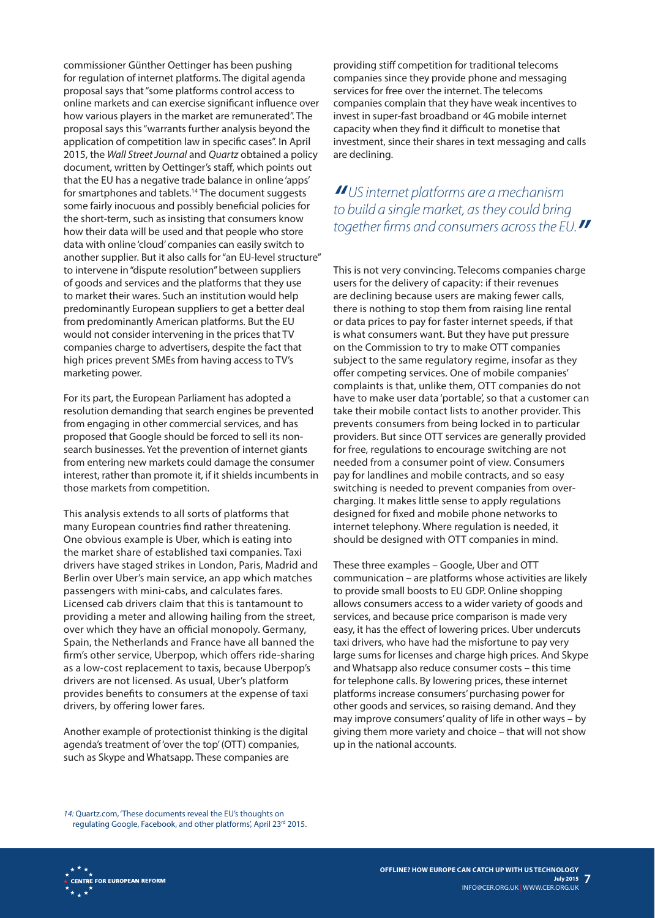commissioner Günther Oettinger has been pushing for regulation of internet platforms. The digital agenda proposal says that "some platforms control access to online markets and can exercise significant influence over how various players in the market are remunerated". The proposal says this "warrants further analysis beyond the application of competition law in specific cases". In April 2015, the *Wall Street Journal* and *Quartz* obtained a policy document, written by Oettinger's staff, which points out that the EU has a negative trade balance in online 'apps' for smartphones and tablets.[14] The document suggests some fairly inocuous and possibly beneficial policies for the short-term, such as insisting that consumers know how their data will be used and that people who store data with online 'cloud' companies can easily switch to another supplier. But it also calls for "an EU-level structure" to intervene in "dispute resolution" between suppliers of goods and services and the platforms that they use to market their wares. Such an institution would help predominantly European suppliers to get a better deal from predominantly American platforms. But the EU would not consider intervening in the prices that TV companies charge to advertisers, despite the fact that high prices prevent SMEs from having access to TV's marketing power.

For its part, the European Parliament has adopted a resolution demanding that search engines be prevented from engaging in other commercial services, and has proposed that Google should be forced to sell its non-search businesses. Yet the prevention of internet giants from entering new markets could damage the consumer interest, rather than promote it, if it shields incumbents in those markets from competition.

This analysis extends to all sorts of platforms that many European countries find rather threatening. One obvious example is Uber, which is eating into the market share of established taxi companies. Taxi drivers have staged strikes in London, Paris, Madrid and Berlin over Uber's main service, an app which matches passengers with mini-cabs, and calculates fares. Licensed cab drivers claim that this is tantamount to providing a meter and allowing hailing from the street, over which they have an official monopoly. Germany, Spain, the Netherlands and France have all banned the firm's other service, Uberpop, which offers ride-sharing as a low-cost replacement to taxis, because Uberpop's drivers are not licensed. As usual, Uber's platform provides benefits to consumers at the expense of taxi drivers, by offering lower fares.

Another example of protectionist thinking is the digital agenda's treatment of 'over the top' (OTT) companies, such as Skype and Whatsapp. These companies are providing stiff competition for traditional telecoms companies since they provide phone and messaging services for free over the internet. The telecoms companies complain that they have weak incentives to invest in super-fast broadband or 4G mobile internet capacity when they find it difficult to monetise that investment, since their shares in text messaging and calls are declining.

> *"US internet platforms are a mechanism to build a single market, as they could bring together firms and consumers across the EU."*

This is not very convincing. Telecoms companies charge users for the delivery of capacity: if their revenues are declining because users are making fewer calls, there is nothing to stop them from raising line rental or data prices to pay for faster internet speeds, if that is what consumers want. But they have put pressure on the Commission to try to make OTT companies subject to the same regulatory regime, insofar as they offer competing services. One of mobile companies' complaints is that, unlike them, OTT companies do not have to make user data 'portable', so that a customer can take their mobile contact lists to another provider. This prevents consumers from being locked in to particular providers. But since OTT services are generally provided for free, regulations to encourage switching are not needed from a consumer point of view. Consumers pay for landlines and mobile contracts, and so easy switching is needed to prevent companies from over-charging. It makes little sense to apply regulations designed for fixed and mobile phone networks to internet telephony. Where regulation is needed, it should be designed with OTT companies in mind.

These three examples – Google, Uber and OTT communication – are platforms whose activities are likely to provide small boosts to EU GDP. Online shopping allows consumers access to a wider variety of goods and services, and because price comparison is made very easy, it has the effect of lowering prices. Uber undercuts taxi drivers, who have had the misfortune to pay very large sums for licenses and charge high prices. And Skype and Whatsapp also reduce consumer costs – this time for telephone calls. By lowering prices, these internet platforms increase consumers' purchasing power for other goods and services, so raising demand. And they may improve consumers' quality of life in other ways – by giving them more variety and choice – that will not show up in the national accounts.

14: Quartz.com, 'These documents reveal the EU's thoughts on regulating Google, Facebook, and other platforms', April 23rd 2015.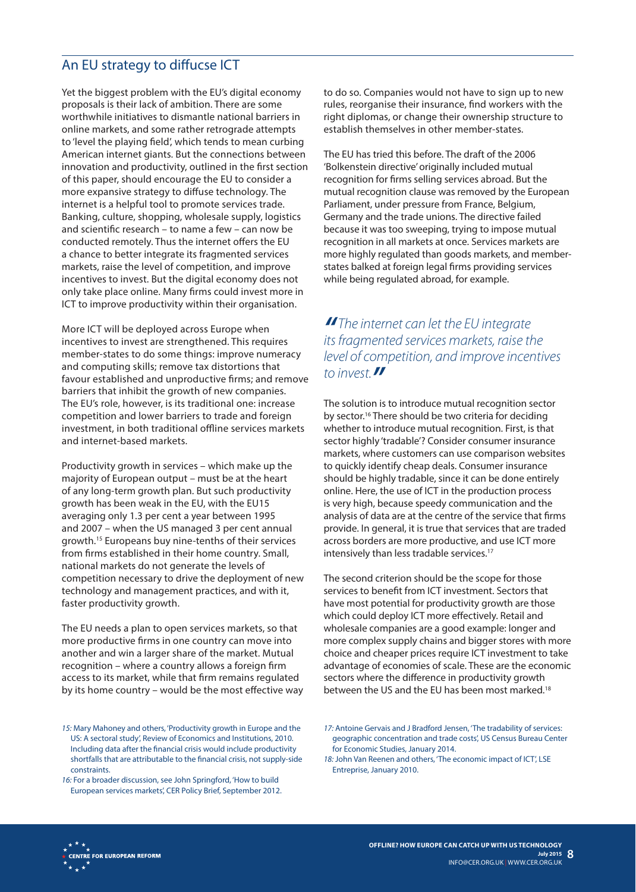## An EU strategy to diffucse ICT

Yet the biggest problem with the EU's digital economy proposals is their lack of ambition. There are some worthwhile initiatives to dismantle national barriers in online markets, and some rather retrograde attempts to 'level the playing field', which tends to mean curbing American internet giants. But the connections between innovation and productivity, outlined in the first section of this paper, should encourage the EU to consider a more expansive strategy to diffuse technology. The internet is a helpful tool to promote services trade. Banking, culture, shopping, wholesale supply, logistics and scientific research – to name a few – can now be conducted remotely. Thus the internet offers the EU a chance to better integrate its fragmented services markets, raise the level of competition, and improve incentives to invest. But the digital economy does not only take place online. Many firms could invest more in ICT to improve productivity within their organisation.

More ICT will be deployed across Europe when incentives to invest are strengthened. This requires member-states to do some things: improve numeracy and computing skills; remove tax distortions that favour established and unproductive firms; and remove barriers that inhibit the growth of new companies. The EU's role, however, is its traditional one: increase competition and lower barriers to trade and foreign investment, in both traditional offline services markets and internet-based markets.

Productivity growth in services – which make up the majority of European output – must be at the heart of any long-term growth plan. But such productivity growth has been weak in the EU, with the EU15 averaging only 1.3 per cent a year between 1995 and 2007 – when the US managed 3 per cent annual growth.[15] Europeans buy nine-tenths of their services from firms established in their home country. Small, national markets do not generate the levels of competition necessary to drive the deployment of new technology and management practices, and with it, faster productivity growth.

The EU needs a plan to open services markets, so that more productive firms in one country can move into another and win a larger share of the market. Mutual recognition – where a country allows a foreign firm access to its market, while that firm remains regulated by its home country – would be the most effective way to do so. Companies would not have to sign up to new rules, reorganise their insurance, find workers with the right diplomas, or change their ownership structure to establish themselves in other member-states.

The EU has tried this before. The draft of the 2006 'Bolkenstein directive' originally included mutual recognition for firms selling services abroad. But the mutual recognition clause was removed by the European Parliament, under pressure from France, Belgium, Germany and the trade unions. The directive failed because it was too sweeping, trying to impose mutual recognition in all markets at once. Services markets are more highly regulated than goods markets, and member-states balked at foreign legal firms providing services while being regulated abroad, for example.

> *"The internet can let the EU integrate its fragmented services markets, raise the level of competition, and improve incentives to invest."*

The solution is to introduce mutual recognition sector by sector.[16] There should be two criteria for deciding whether to introduce mutual recognition. First, is that sector highly 'tradable'? Consider consumer insurance markets, where customers can use comparison websites to quickly identify cheap deals. Consumer insurance should be highly tradable, since it can be done entirely online. Here, the use of ICT in the production process is very high, because speedy communication and the analysis of data are at the centre of the service that firms provide. In general, it is true that services that are traded across borders are more productive, and use ICT more intensively than less tradable services.[17]

The second criterion should be the scope for those services to benefit from ICT investment. Sectors that have most potential for productivity growth are those which could deploy ICT more effectively. Retail and wholesale companies are a good example: longer and more complex supply chains and bigger stores with more choice and cheaper prices require ICT investment to take advantage of economies of scale. These are the economic sectors where the difference in productivity growth between the US and the EU has been most marked.[18]

---

15: Mary Mahoney and others, 'Productivity growth in Europe and the US: A sectoral study', Review of Economics and Institutions, 2010. Including data after the financial crisis would include productivity shortfalls that are attributable to the financial crisis, not supply-side constraints.

16: For a broader discussion, see John Springford, 'How to build European services markets', CER Policy Brief, September 2012.

17: Antoine Gervais and J Bradford Jensen, 'The tradability of services: geographic concentration and trade costs', US Census Bureau Center for Economic Studies, January 2014.

18: John Van Reenen and others, 'The economic impact of ICT', LSE Entreprise, January 2010.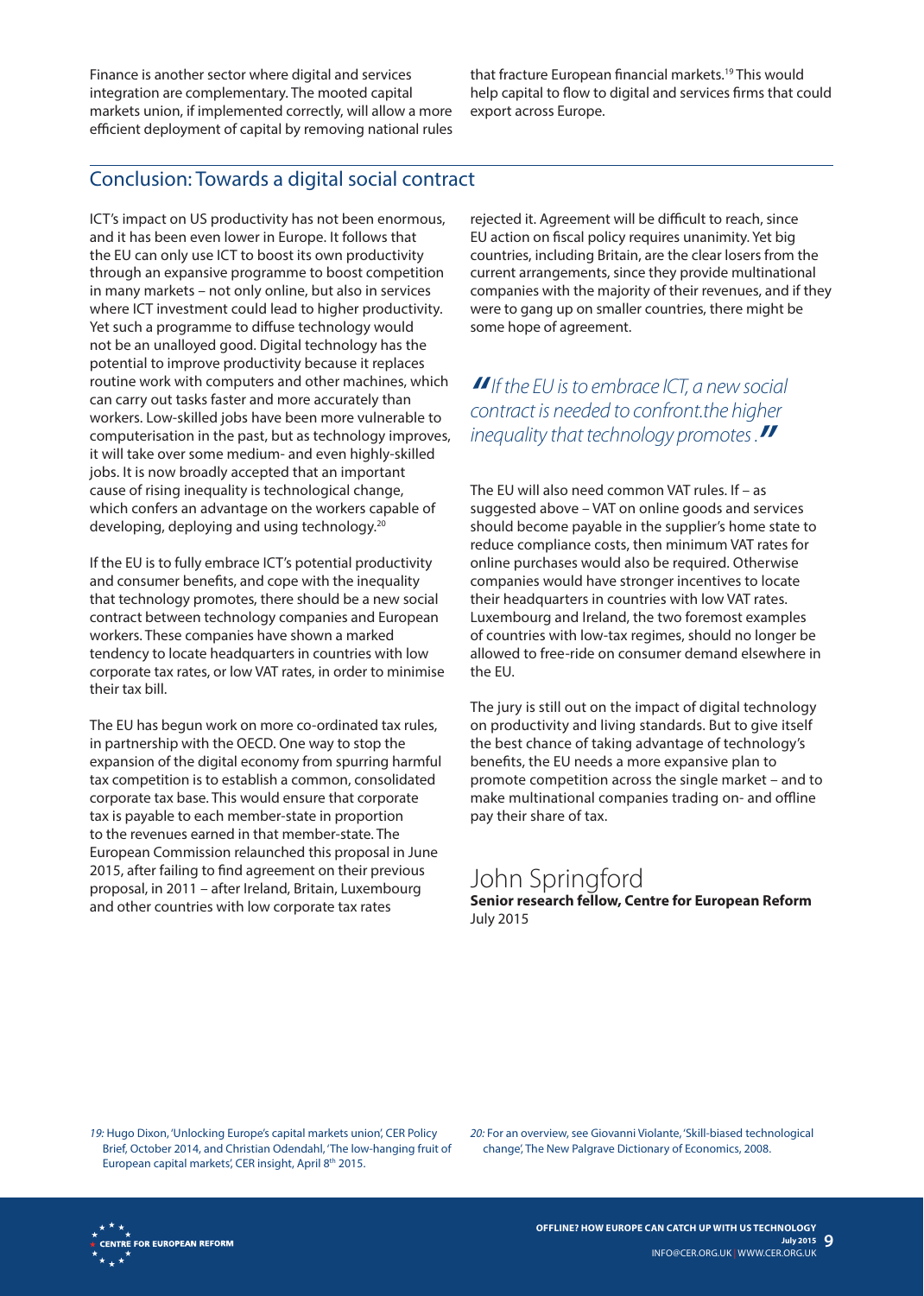Finance is another sector where digital and services integration are complementary. The mooted capital markets union, if implemented correctly, will allow a more efficient deployment of capital by removing national rules that fracture European financial markets.[19] This would help capital to flow to digital and services firms that could export across Europe.

## Conclusion: Towards a digital social contract

ICT's impact on US productivity has not been enormous, and it has been even lower in Europe. It follows that the EU can only use ICT to boost its own productivity through an expansive programme to boost competition in many markets – not only online, but also in services where ICT investment could lead to higher productivity. Yet such a programme to diffuse technology would not be an unalloyed good. Digital technology has the potential to improve productivity because it replaces routine work with computers and other machines, which can carry out tasks faster and more accurately than workers. Low-skilled jobs have been more vulnerable to computerisation in the past, but as technology improves, it will take over some medium- and even highly-skilled jobs. It is now broadly accepted that an important cause of rising inequality is technological change, which confers an advantage on the workers capable of developing, deploying and using technology.[20]

If the EU is to fully embrace ICT's potential productivity and consumer benefits, and cope with the inequality that technology promotes, there should be a new social contract between technology companies and European workers. These companies have shown a marked tendency to locate headquarters in countries with low corporate tax rates, or low VAT rates, in order to minimise their tax bill.

The EU has begun work on more co-ordinated tax rules, in partnership with the OECD. One way to stop the expansion of the digital economy from spurring harmful tax competition is to establish a common, consolidated corporate tax base. This would ensure that corporate tax is payable to each member-state in proportion to the revenues earned in that member-state. The European Commission relaunched this proposal in June 2015, after failing to find agreement on their previous proposal, in 2011 – after Ireland, Britain, Luxembourg and other countries with low corporate tax rates rejected it. Agreement will be difficult to reach, since EU action on fiscal policy requires unanimity. Yet big countries, including Britain, are the clear losers from the current arrangements, since they provide multinational companies with the majority of their revenues, and if they were to gang up on smaller countries, there might be some hope of agreement.

> *"If the EU is to embrace ICT, a new social contract is needed to confront.the higher inequality that technology promotes."*

The EU will also need common VAT rules. If – as suggested above – VAT on online goods and services should become payable in the supplier's home state to reduce compliance costs, then minimum VAT rates for online purchases would also be required. Otherwise companies would have stronger incentives to locate their headquarters in countries with low VAT rates. Luxembourg and Ireland, the two foremost examples of countries with low-tax regimes, should no longer be allowed to free-ride on consumer demand elsewhere in the EU.

The jury is still out on the impact of digital technology on productivity and living standards. But to give itself the best chance of taking advantage of technology's benefits, the EU needs a more expansive plan to promote competition across the single market – and to make multinational companies trading on- and offline pay their share of tax.

John Springford
**Senior research fellow, Centre for European Reform**
July 2015

*19:* Hugo Dixon, 'Unlocking Europe's capital markets union', CER Policy Brief, October 2014, and Christian Odendahl, 'The low-hanging fruit of European capital markets', CER insight, April 8th 2015.

*20:* For an overview, see Giovanni Violante, 'Skill-biased technological change', The New Palgrave Dictionary of Economics, 2008.